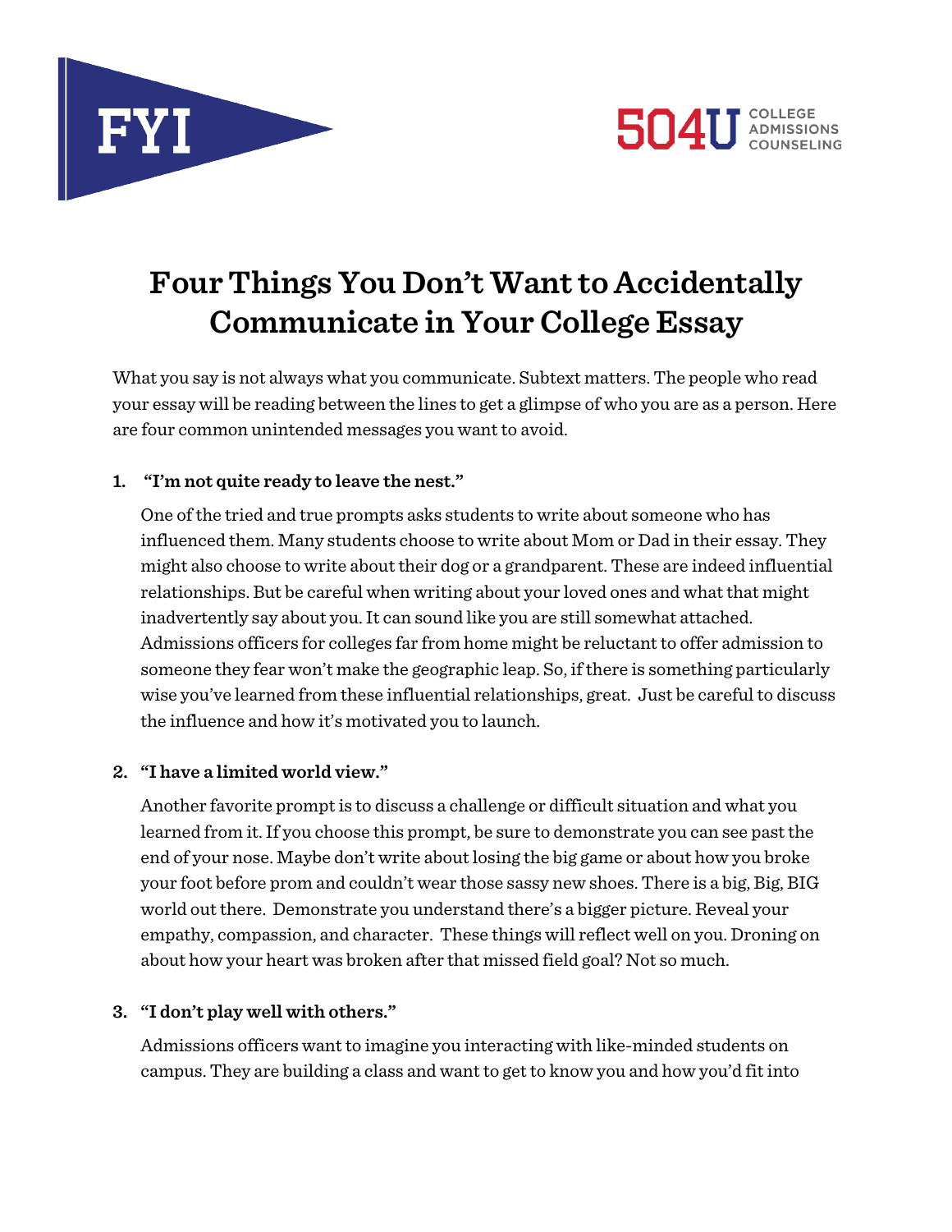FYI

504U COLLEGE ADMISSIONS COUNSELING

# Four Things You Don't Want to Accidentally Communicate in Your College Essay

What you say is not always what you communicate. Subtext matters. The people who read your essay will be reading between the lines to get a glimpse of who you are as a person. Here are four common unintended messages you want to avoid.

1. **"I'm not quite ready to leave the nest."**

   One of the tried and true prompts asks students to write about someone who has influenced them. Many students choose to write about Mom or Dad in their essay. They might also choose to write about their dog or a grandparent. These are indeed influential relationships. But be careful when writing about your loved ones and what that might inadvertently say about you. It can sound like you are still somewhat attached. Admissions officers for colleges far from home might be reluctant to offer admission to someone they fear won't make the geographic leap. So, if there is something particularly wise you've learned from these influential relationships, great. Just be careful to discuss the influence and how it's motivated you to launch.

2. **"I have a limited world view."**

   Another favorite prompt is to discuss a challenge or difficult situation and what you learned from it. If you choose this prompt, be sure to demonstrate you can see past the end of your nose. Maybe don't write about losing the big game or about how you broke your foot before prom and couldn't wear those sassy new shoes. There is a big, Big, BIG world out there. Demonstrate you understand there's a bigger picture. Reveal your empathy, compassion, and character. These things will reflect well on you. Droning on about how your heart was broken after that missed field goal? Not so much.

3. **"I don't play well with others."**

   Admissions officers want to imagine you interacting with like-minded students on campus. They are building a class and want to get to know you and how you'd fit into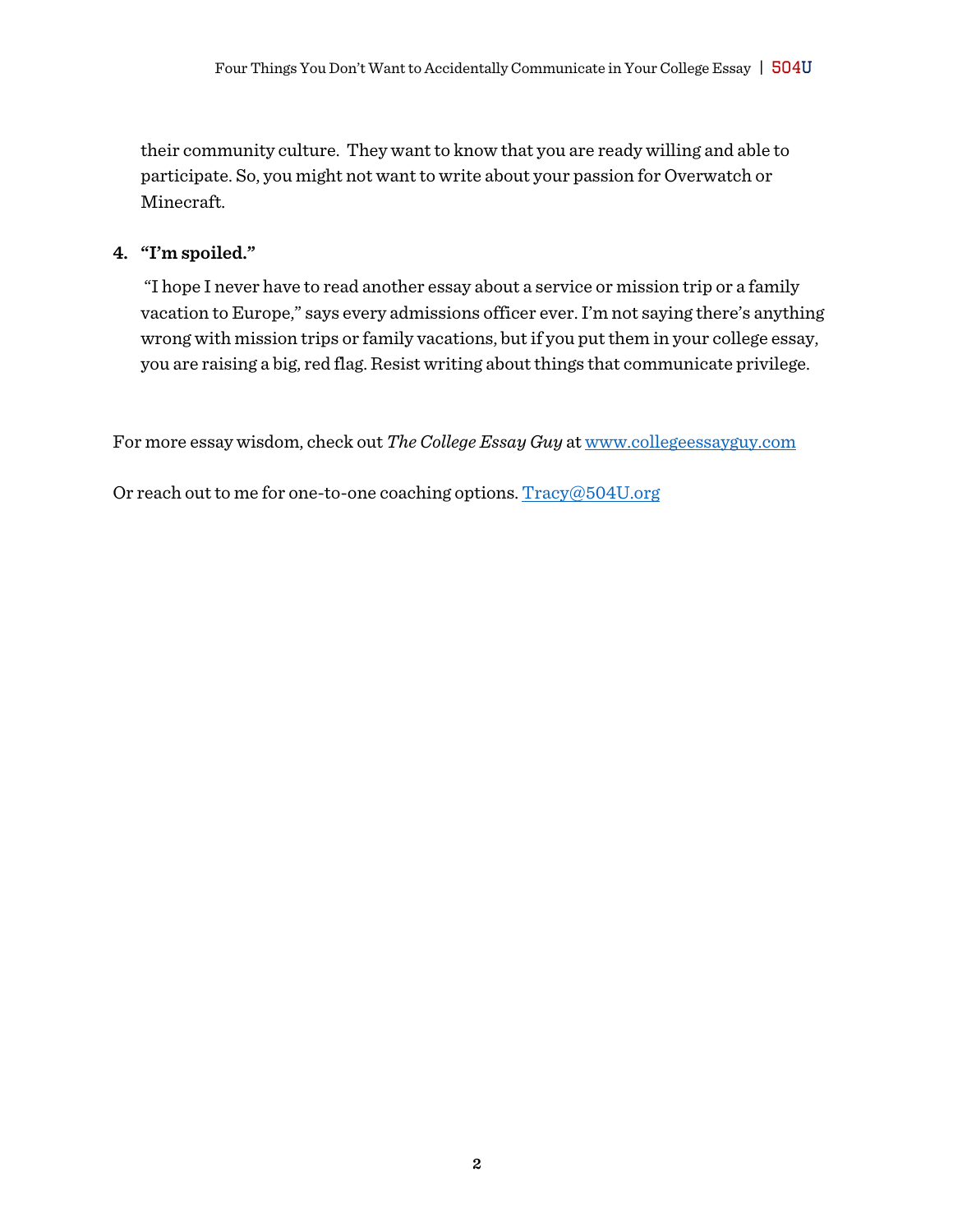their community culture.  They want to know that you are ready willing and able to participate. So, you might not want to write about your passion for Overwatch or Minecraft.

4. **"I'm spoiled."**

   "I hope I never have to read another essay about a service or mission trip or a family vacation to Europe," says every admissions officer ever. I'm not saying there's anything wrong with mission trips or family vacations, but if you put them in your college essay, you are raising a big, red flag. Resist writing about things that communicate privilege.

For more essay wisdom, check out *The College Essay Guy* at [www.collegeessayguy.com](http://www.collegeessayguy.com)

Or reach out to me for one-to-one coaching options. [Tracy@504U.org](mailto:Tracy@504U.org)